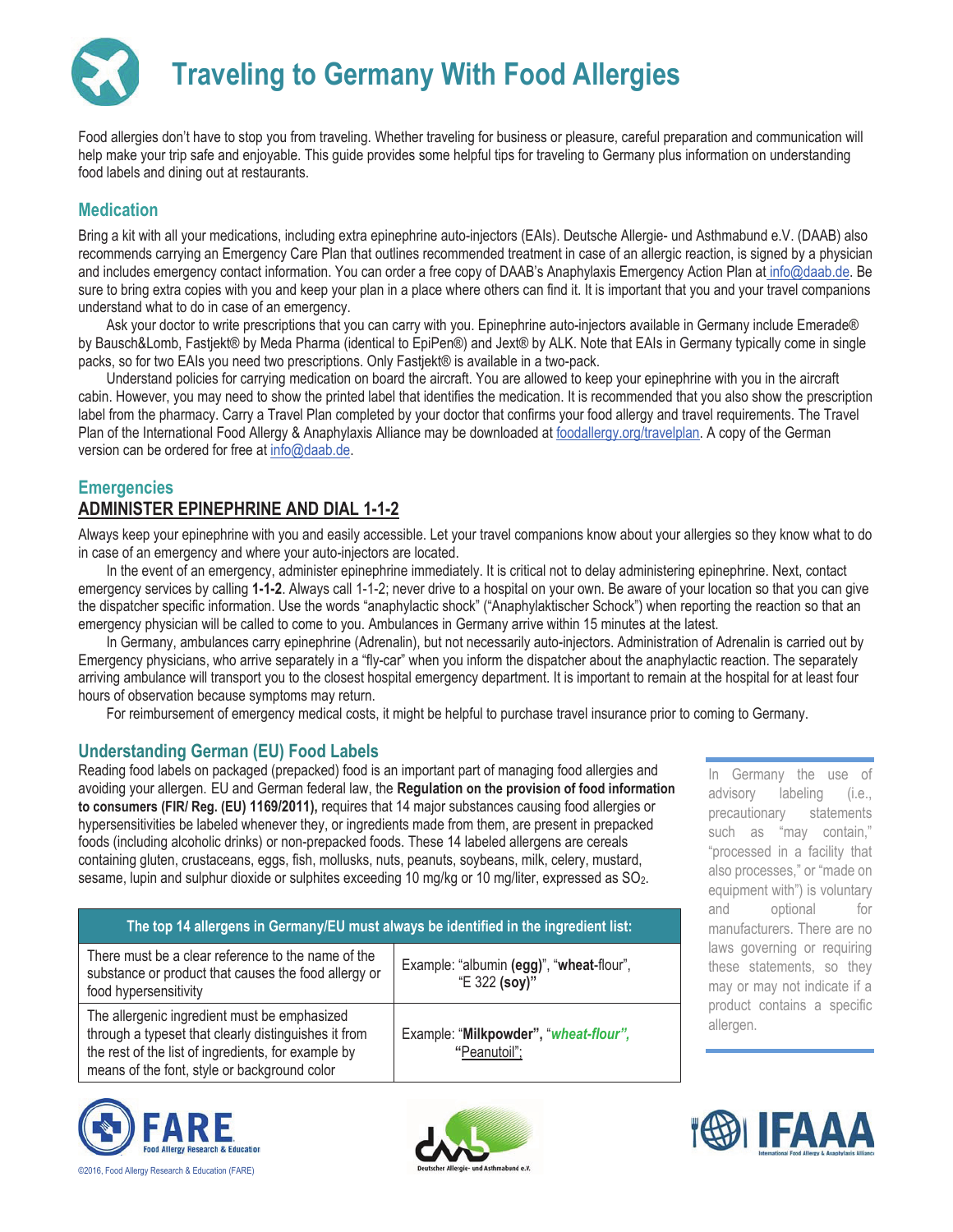# Traveling to Germany With Food Allergies

Food allergies don't have to stop you from traveling. Whether traveling for business or pleasure, careful preparation and communication will help make your trip safe and enjoyable. This guide provides some helpful tips for traveling to Germany plus information on understanding food labels and dining out at restaurants.

## Medication

Bring a kit with all your medications, including extra epinephrine auto-injectors (EAIs). Deutsche Allergie- und Asthmabund e.V. (DAAB) also recommends carrying an Emergency Care Plan that outlines recommended treatment in case of an allergic reaction, is signed by a physician and includes emergency contact information. You can order a free copy of DAAB's Anaphylaxis Emergency Action Plan at info@daab.de. Be sure to bring extra copies with you and keep your plan in a place where others can find it. It is important that you and your travel companions understand what to do in case of an emergency.

Ask your doctor to write prescriptions that you can carry with you. Epinephrine auto-injectors available in Germany include Emerade® by Bausch&Lomb, Fastjekt® by Meda Pharma (identical to EpiPen®) and Jext® by ALK. Note that EAIs in Germany typically come in single packs, so for two EAIs you need two prescriptions. Only Fastjekt® is available in a two-pack.

Understand policies for carrying medication on board the aircraft. You are allowed to keep your epinephrine with you in the aircraft cabin. However, you may need to show the printed label that identifies the medication. It is recommended that you also show the prescription label from the pharmacy. Carry a Travel Plan completed by your doctor that confirms your food allergy and travel requirements. The Travel Plan of the International Food Allergy & Anaphylaxis Alliance may be downloaded at foodallergy.org/travelplan. A copy of the German version can be ordered for free at info@daab.de.

## Emergencies

### ADMINISTER EPINEPHRINE AND DIAL 1-1-2

Always keep your epinephrine with you and easily accessible. Let your travel companions know about your allergies so they know what to do in case of an emergency and where your auto-injectors are located.

In the event of an emergency, administer epinephrine immediately. It is critical not to delay administering epinephrine. Next, contact emergency services by calling **1-1-2**. Always call 1-1-2; never drive to a hospital on your own. Be aware of your location so that you can give the dispatcher specific information. Use the words "anaphylactic shock" ("Anaphylaktischer Schock") when reporting the reaction so that an emergency physician will be called to come to you. Ambulances in Germany arrive within 15 minutes at the latest.

In Germany, ambulances carry epinephrine (Adrenalin), but not necessarily auto-injectors. Administration of Adrenalin is carried out by Emergency physicians, who arrive separately in a "fly-car" when you inform the dispatcher about the anaphylactic reaction. The separately arriving ambulance will transport you to the closest hospital emergency department. It is important to remain at the hospital for at least four hours of observation because symptoms may return.

For reimbursement of emergency medical costs, it might be helpful to purchase travel insurance prior to coming to Germany.

## Understanding German (EU) Food Labels

Reading food labels on packaged (prepacked) food is an important part of managing food allergies and avoiding your allergen. EU and German federal law, the **Regulation on the provision of food information to consumers (FIR/ Reg. (EU) 1169/2011),** requires that 14 major substances causing food allergies or hypersensitivities be labeled whenever they, or ingredients made from them, are present in prepacked foods (including alcoholic drinks) or non-prepacked foods. These 14 labeled allergens are cereals containing gluten, crustaceans, eggs, fish, mollusks, nuts, peanuts, soybeans, milk, celery, mustard, sesame, lupin and sulphur dioxide or sulphites exceeding 10 mg/kg or 10 mg/liter, expressed as $SO_2$.

| The top 14 allergens in Germany/EU must always be identified in the ingredient list: | |
|---|---|
| There must be a clear reference to the name of the substance or product that causes the food allergy or food hypersensitivity | Example: "albumin **(egg)**", "**wheat**-flour", "E 322 **(soy)**" |
| The allergenic ingredient must be emphasized through a typeset that clearly distinguishes it from the rest of the list of ingredients, for example by means of the font, style or background color | Example: "**Milkpowder**", "***wheat-flour***", "Peanutoil"; |

In Germany the use of advisory labeling (i.e., precautionary statements such as "may contain," "processed in a facility that also processes," or "made on equipment with") is voluntary and optional for manufacturers. There are no laws governing or requiring these statements, so they may or may not indicate if a product contains a specific allergen.

©2016, Food Allergy Research & Education (FARE)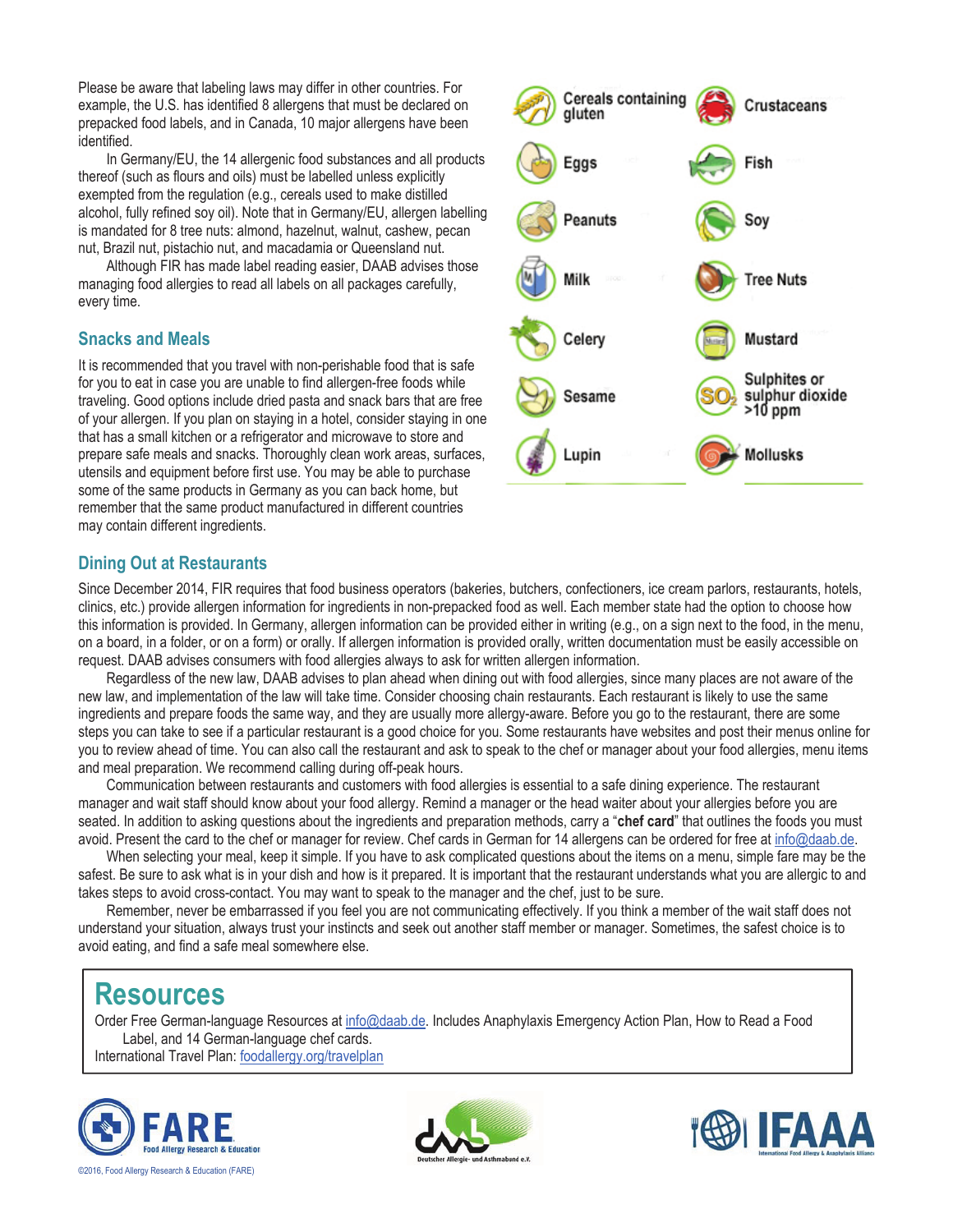Please be aware that labeling laws may differ in other countries. For example, the U.S. has identified 8 allergens that must be declared on prepacked food labels, and in Canada, 10 major allergens have been identified.

In Germany/EU, the 14 allergenic food substances and all products thereof (such as flours and oils) must be labelled unless explicitly exempted from the regulation (e.g., cereals used to make distilled alcohol, fully refined soy oil). Note that in Germany/EU, allergen labelling is mandated for 8 tree nuts: almond, hazelnut, walnut, cashew, pecan nut, Brazil nut, pistachio nut, and macadamia or Queensland nut.

Although FIR has made label reading easier, DAAB advises those managing food allergies to read all labels on all packages carefully, every time.

Cereals containing gluten
Crustaceans
Eggs
Fish
Peanuts
Soy
Milk
Tree Nuts
Celery
Mustard
Sesame
Sulphites or sulphur dioxide >10 ppm
Lupin
Mollusks

## Snacks and Meals

It is recommended that you travel with non-perishable food that is safe for you to eat in case you are unable to find allergen-free foods while traveling. Good options include dried pasta and snack bars that are free of your allergen. If you plan on staying in a hotel, consider staying in one that has a small kitchen or a refrigerator and microwave to store and prepare safe meals and snacks. Thoroughly clean work areas, surfaces, utensils and equipment before first use. You may be able to purchase some of the same products in Germany as you can back home, but remember that the same product manufactured in different countries may contain different ingredients.

## Dining Out at Restaurants

Since December 2014, FIR requires that food business operators (bakeries, butchers, confectioners, ice cream parlors, restaurants, hotels, clinics, etc.) provide allergen information for ingredients in non-prepacked food as well. Each member state had the option to choose how this information is provided. In Germany, allergen information can be provided either in writing (e.g., on a sign next to the food, in the menu, on a board, in a folder, or on a form) or orally. If allergen information is provided orally, written documentation must be easily accessible on request. DAAB advises consumers with food allergies always to ask for written allergen information.

Regardless of the new law, DAAB advises to plan ahead when dining out with food allergies, since many places are not aware of the new law, and implementation of the law will take time. Consider choosing chain restaurants. Each restaurant is likely to use the same ingredients and prepare foods the same way, and they are usually more allergy-aware. Before you go to the restaurant, there are some steps you can take to see if a particular restaurant is a good choice for you. Some restaurants have websites and post their menus online for you to review ahead of time. You can also call the restaurant and ask to speak to the chef or manager about your food allergies, menu items and meal preparation. We recommend calling during off-peak hours.

Communication between restaurants and customers with food allergies is essential to a safe dining experience. The restaurant manager and wait staff should know about your food allergy. Remind a manager or the head waiter about your allergies before you are seated. In addition to asking questions about the ingredients and preparation methods, carry a "**chef card**" that outlines the foods you must avoid. Present the card to the chef or manager for review. Chef cards in German for 14 allergens can be ordered for free at info@daab.de.

When selecting your meal, keep it simple. If you have to ask complicated questions about the items on a menu, simple fare may be the safest. Be sure to ask what is in your dish and how is it prepared. It is important that the restaurant understands what you are allergic to and takes steps to avoid cross-contact. You may want to speak to the manager and the chef, just to be sure.

Remember, never be embarrassed if you feel you are not communicating effectively. If you think a member of the wait staff does not understand your situation, always trust your instincts and seek out another staff member or manager. Sometimes, the safest choice is to avoid eating, and find a safe meal somewhere else.

## Resources

Order Free German-language Resources at info@daab.de. Includes Anaphylaxis Emergency Action Plan, How to Read a Food Label, and 14 German-language chef cards.
International Travel Plan: foodallergy.org/travelplan

FARE Food Allergy Research & Education

Deutscher Allergie- und Asthmabund e.V.

IFAAA International Food Allergy & Anaphylaxis Alliance

©2016, Food Allergy Research & Education (FARE)